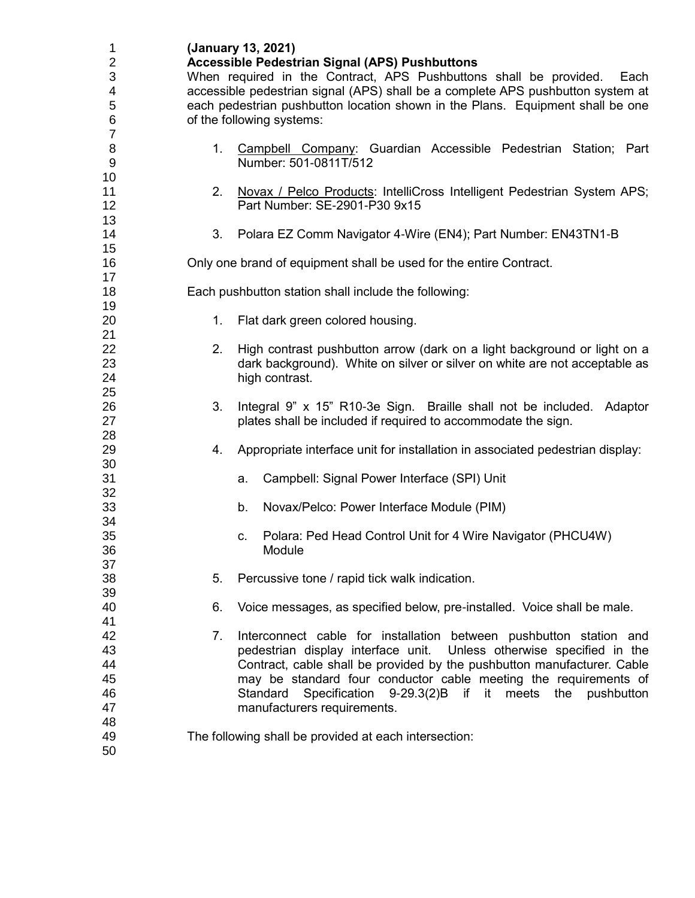**(January 13, 2021)**

**Accessible Pedestrian Signal (APS) Pushbuttons**

When required in the Contract, APS Pushbuttons shall be provided. Each accessible pedestrian signal (APS) shall be a complete APS pushbutton system at each pedestrian pushbutton location shown in the Plans. Equipment shall be one of the following systems:

1. Campbell Company: Guardian Accessible Pedestrian Station; Part Number: 501-0811T/512

2. Novax / Pelco Products: IntelliCross Intelligent Pedestrian System APS; Part Number: SE-2901-P30 9x15

3. Polara EZ Comm Navigator 4-Wire (EN4); Part Number: EN43TN1-B

Only one brand of equipment shall be used for the entire Contract.

Each pushbutton station shall include the following:

1. Flat dark green colored housing.

2. High contrast pushbutton arrow (dark on a light background or light on a dark background). White on silver or silver on white are not acceptable as high contrast.

3. Integral 9" x 15" R10-3e Sign. Braille shall not be included. Adaptor plates shall be included if required to accommodate the sign.

4. Appropriate interface unit for installation in associated pedestrian display:

   a. Campbell: Signal Power Interface (SPI) Unit

   b. Novax/Pelco: Power Interface Module (PIM)

   c. Polara: Ped Head Control Unit for 4 Wire Navigator (PHCU4W) Module

5. Percussive tone / rapid tick walk indication.

6. Voice messages, as specified below, pre-installed. Voice shall be male.

7. Interconnect cable for installation between pushbutton station and pedestrian display interface unit. Unless otherwise specified in the Contract, cable shall be provided by the pushbutton manufacturer. Cable may be standard four conductor cable meeting the requirements of Standard Specification 9-29.3(2)B if it meets the pushbutton manufacturers requirements.

The following shall be provided at each intersection: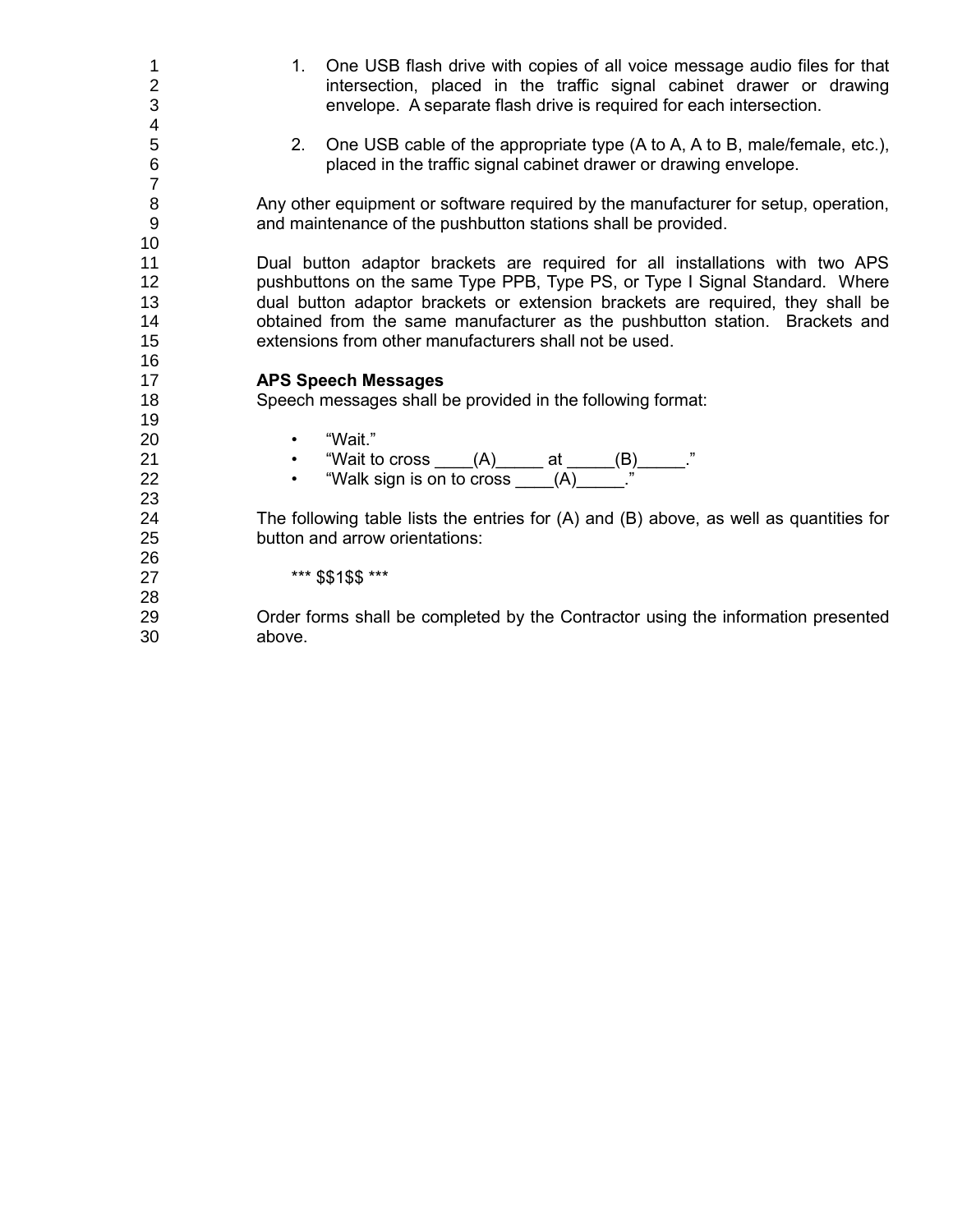1. One USB flash drive with copies of all voice message audio files for that intersection, placed in the traffic signal cabinet drawer or drawing envelope. A separate flash drive is required for each intersection.

2. One USB cable of the appropriate type (A to A, A to B, male/female, etc.), placed in the traffic signal cabinet drawer or drawing envelope.

Any other equipment or software required by the manufacturer for setup, operation, and maintenance of the pushbutton stations shall be provided.

Dual button adaptor brackets are required for all installations with two APS pushbuttons on the same Type PPB, Type PS, or Type I Signal Standard. Where dual button adaptor brackets or extension brackets are required, they shall be obtained from the same manufacturer as the pushbutton station. Brackets and extensions from other manufacturers shall not be used.

**APS Speech Messages**

Speech messages shall be provided in the following format:

- “Wait.”
- “Wait to cross ____(A)_____ at _____(B)_____.”
- “Walk sign is on to cross ____(A)_____.”

The following table lists the entries for (A) and (B) above, as well as quantities for button and arrow orientations:

*** $$1$$ ***

Order forms shall be completed by the Contractor using the information presented above.